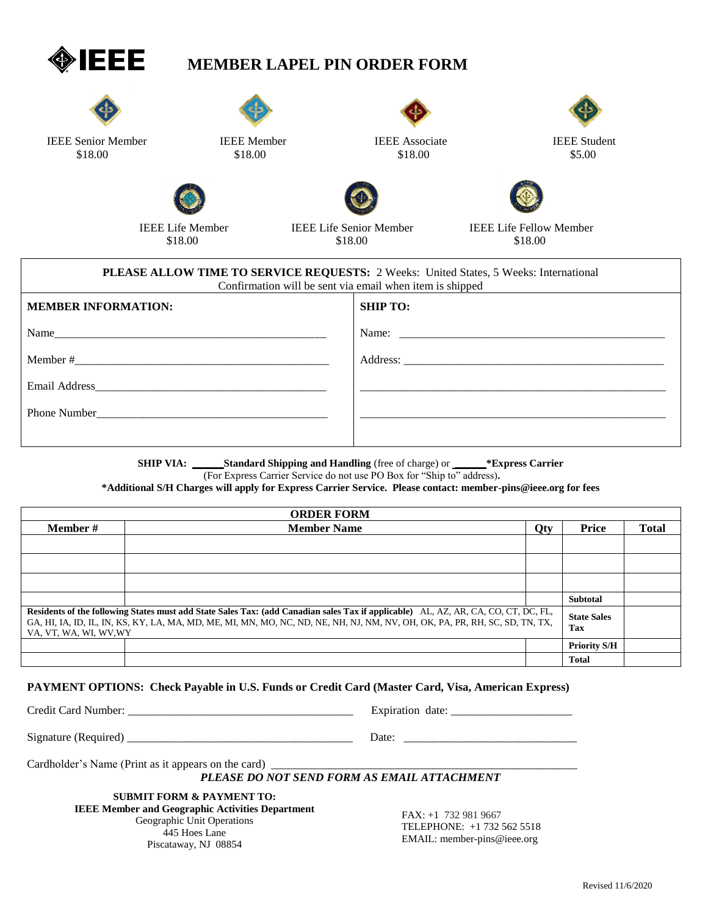# IEEE MEMBER LAPEL PIN ORDER FORM

IEEE Senior Member
$18.00

IEEE Member
$18.00

IEEE Associate
$18.00

IEEE Student
$5.00

IEEE Life Member
$18.00

IEEE Life Senior Member
$18.00

IEEE Life Fellow Member
$18.00

**PLEASE ALLOW TIME TO SERVICE REQUESTS:** 2 Weeks: United States, 5 Weeks: International
Confirmation will be sent via email when item is shipped

| **MEMBER INFORMATION:** | **SHIP TO:** |
|---|---|
| Name_______________ | Name: _______________ |
| Member #_______________ | Address: _______________ |
| Email Address_______________ | _______________ |
| Phone Number_______________ | _______________ |

**SHIP VIA:** _____**Standard Shipping and Handling** (free of charge) or _____***Express Carrier**
(For Express Carrier Service do not use PO Box for "Ship to" address).
***Additional S/H Charges will apply for Express Carrier Service. Please contact: member-pins@ieee.org for fees**

| **ORDER FORM** | | | | |
|---|---|---|---|---|
| **Member #** | **Member Name** | **Qty** | **Price** | **Total** |
| | | | | |
| | | | | |
| | | | | |
| | | | **Subtotal** | |
| **Residents of the following States must add State Sales Tax: (add Canadian sales Tax if applicable)** AL, AZ, AR, CA, CO, CT, DC, FL, GA, HI, IA, ID, IL, IN, KS, KY, LA, MA, MD, ME, MI, MN, MO, NC, ND, NE, NH, NJ, NM, NV, OH, OK, PA, PR, RH, SC, SD, TN, TX, VA, VT, WA, WI, WV,WY | | | **State Sales Tax** | |
| | | | **Priority S/H** | |
| | | | **Total** | |

**PAYMENT OPTIONS: Check Payable in U.S. Funds or Credit Card (Master Card, Visa, American Express)**

Credit Card Number: _______________ Expiration date: _______________

Signature (Required) _______________ Date: _______________

Cardholder's Name (Print as it appears on the card) _______________

***PLEASE DO NOT SEND FORM AS EMAIL ATTACHMENT***

**SUBMIT FORM & PAYMENT TO:**
**IEEE Member and Geographic Activities Department**
Geographic Unit Operations
445 Hoes Lane
Piscataway, NJ 08854

FAX: +1 732 981 9667
TELEPHONE: +1 732 562 5518
EMAIL: member-pins@ieee.org

Revised 11/6/2020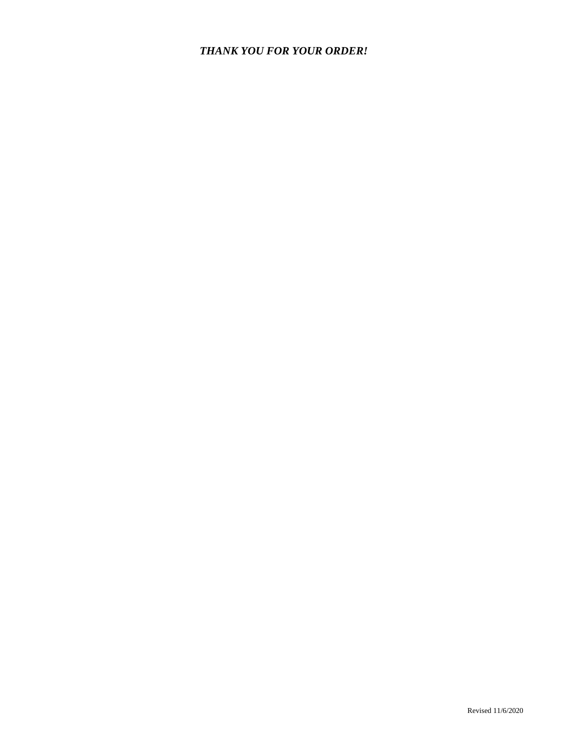***THANK YOU FOR YOUR ORDER!***

Revised 11/6/2020